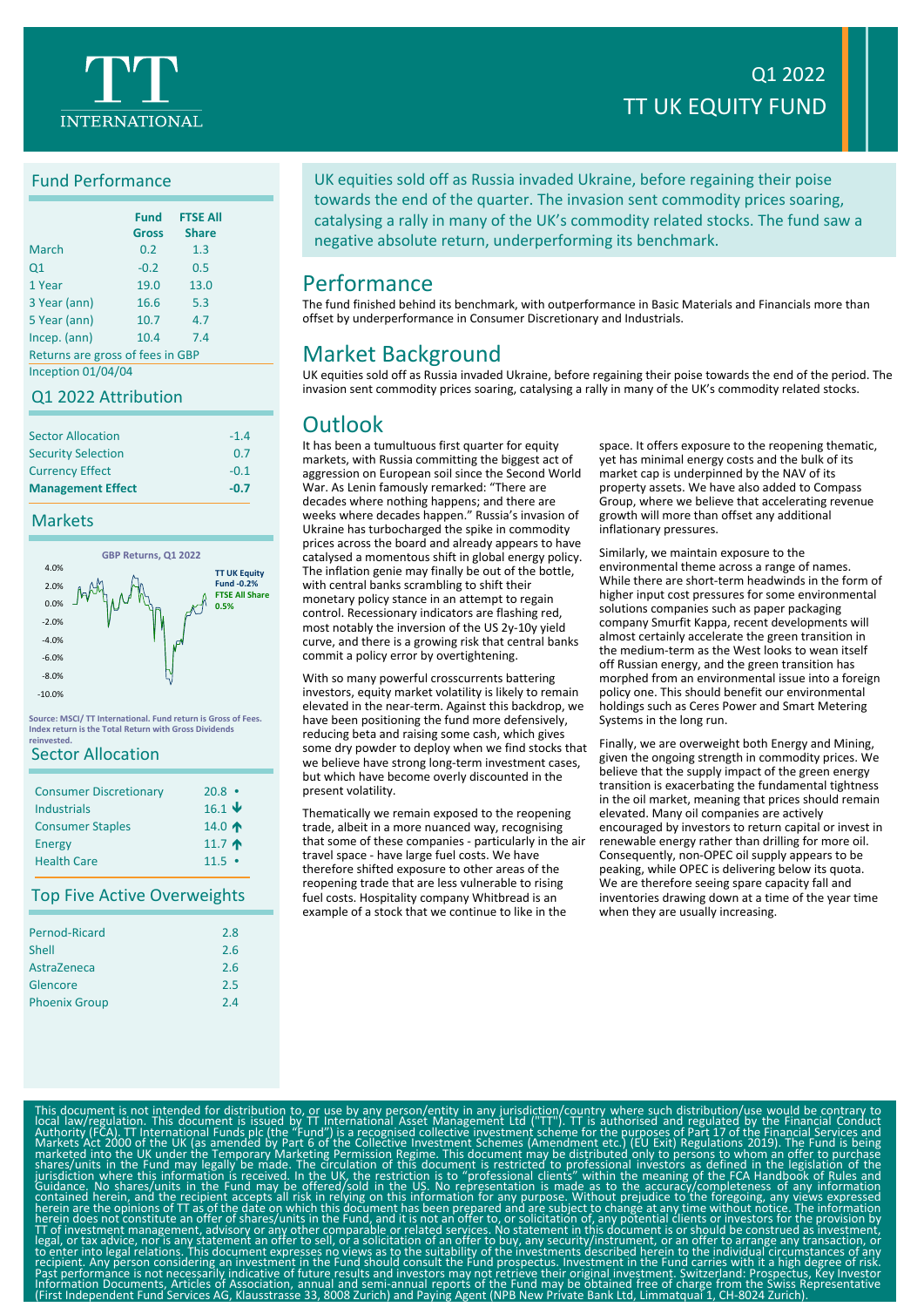# TT INTERNATIONAL

## Q1 2022
# TT UK EQUITY FUND

## Fund Performance

| | Fund Gross | FTSE All Share |
|---|---|---|
| March | 0.2 | 1.3 |
| Q1 | -0.2 | 0.5 |
| 1 Year | 19.0 | 13.0 |
| 3 Year (ann) | 16.6 | 5.3 |
| 5 Year (ann) | 10.7 | 4.7 |
| Incep. (ann) | 10.4 | 7.4 |

Returns are gross of fees in GBP

Inception 01/04/04

## Q1 2022 Attribution

| | |
|---|---|
| Sector Allocation | -1.4 |
| Security Selection | 0.7 |
| Currency Effect | -0.1 |
| **Management Effect** | **-0.7** |

## Markets

GBP Returns, Q1 2022

TT UK Equity Fund -0.2%

FTSE All Share 0.5%

Source: MSCI/ TT International. Fund return is Gross of Fees. Index return is the Total Return with Gross Dividends reinvested.

## Sector Allocation

| | |
|---|---|
| Consumer Discretionary | 20.8 • |
| Industrials | 16.1 ↓ |
| Consumer Staples | 14.0 ↑ |
| Energy | 11.7 ↑ |
| Health Care | 11.5 • |

## Top Five Active Overweights

| | |
|---|---|
| Pernod-Ricard | 2.8 |
| Shell | 2.6 |
| AstraZeneca | 2.6 |
| Glencore | 2.5 |
| Phoenix Group | 2.4 |

UK equities sold off as Russia invaded Ukraine, before regaining their poise towards the end of the quarter. The invasion sent commodity prices soaring, catalysing a rally in many of the UK's commodity related stocks. The fund saw a negative absolute return, underperforming its benchmark.

## Performance

The fund finished behind its benchmark, with outperformance in Basic Materials and Financials more than offset by underperformance in Consumer Discretionary and Industrials.

## Market Background

UK equities sold off as Russia invaded Ukraine, before regaining their poise towards the end of the period. The invasion sent commodity prices soaring, catalysing a rally in many of the UK's commodity related stocks.

## Outlook

It has been a tumultuous first quarter for equity markets, with Russia committing the biggest act of aggression on European soil since the Second World War. As Lenin famously remarked: "There are decades where nothing happens; and there are weeks where decades happen." Russia's invasion of Ukraine has turbocharged the spike in commodity prices across the board and already appears to have catalysed a momentous shift in global energy policy. The inflation genie may finally be out of the bottle, with central banks scrambling to shift their monetary policy stance in an attempt to regain control. Recessionary indicators are flashing red, most notably the inversion of the US 2y-10y yield curve, and there is a growing risk that central banks commit a policy error by overtightening.

With so many powerful crosscurrents battering investors, equity market volatility is likely to remain elevated in the near-term. Against this backdrop, we have been positioning the fund more defensively, reducing beta and raising some cash, which gives some dry powder to deploy when we find stocks that we believe have strong long-term investment cases, but which have become overly discounted in the present volatility.

Thematically we remain exposed to the reopening trade, albeit in a more nuanced way, recognising that some of these companies - particularly in the air travel space - have large fuel costs. We have therefore shifted exposure to other areas of the reopening trade that are less vulnerable to rising fuel costs. Hospitality company Whitbread is an example of a stock that we continue to like in the space. It offers exposure to the reopening thematic, yet has minimal energy costs and the bulk of its market cap is underpinned by the NAV of its property assets. We have also added to Compass Group, where we believe that accelerating revenue growth will more than offset any additional inflationary pressures.

Similarly, we maintain exposure to the environmental theme across a range of names. While there are short-term headwinds in the form of higher input cost pressures for some environmental solutions companies such as paper packaging company Smurfit Kappa, recent developments will almost certainly accelerate the green transition in the medium-term as the West looks to wean itself off Russian energy, and the green transition has morphed from an environmental issue into a foreign policy one. This should benefit our environmental holdings such as Ceres Power and Smart Metering Systems in the long run.

Finally, we are overweight both Energy and Mining, given the ongoing strength in commodity prices. We believe that the supply impact of the green energy transition is exacerbating the fundamental tightness in the oil market, meaning that prices should remain elevated. Many oil companies are actively encouraged by investors to return capital or invest in renewable energy rather than drilling for more oil. Consequently, non-OPEC oil supply appears to be peaking, while OPEC is delivering below its quota. We are therefore seeing spare capacity fall and inventories drawing down at a time of the year time when they are usually increasing.

This document is not intended for distribution to, or use by any person/entity in any jurisdiction/country where such distribution/use would be contrary to local law/regulation. This document is issued by TT International Asset Management Ltd ("TT"). TT is authorised and regulated by the Financial Conduct Authority (FCA). TT International Funds plc (the "Fund") is a recognised collective investment scheme for the purposes of Part 17 of the Financial Services and Markets Act 2000 of the UK (as amended by Part 6 of the Collective Investment Schemes (Amendment etc.) (EU Exit) Regulations 2019). The Fund is being marketed into the UK under the Temporary Marketing Permission Regime. This document may be distributed only to persons to whom an offer to purchase shares/units in the Fund may legally be made. The circulation of this document is restricted to professional investors as defined in the legislation of the jurisdiction where this information is received. In the UK, the restriction is to "professional clients" within the meaning of the FCA Handbook of Rules and Guidance. No shares/units in the Fund may be offered/sold in the US. No representation is made as to the accuracy/completeness of any information contained herein, and the recipient accepts all risk in relying on this information for any purpose. Without prejudice to the foregoing, any views expressed herein are the opinions of TT as of the date on which this document has been prepared and are subject to change at any time without notice. The information herein does not constitute an offer of shares/units in the Fund, and it is not an offer to, or solicitation of, any potential clients or investors for the provision by TT of investment management, advisory or any other comparable or related services. No statement in this document is or should be construed as investment, legal, or tax advice, nor is any statement an offer to sell, or a solicitation of an offer to buy, any security/instrument, or an offer to arrange any transaction, or to enter into legal relations. This document expresses no views as to the suitability of the investments described herein to the individual circumstances of any recipient. Any person considering an investment in the Fund should consult the Fund prospectus. Investment in the Fund carries with it a high degree of risk. Past performance is not necessarily indicative of future results and investors may not retrieve their original investment. Switzerland: Prospectus, Key Investor Information Documents, Articles of Association, annual and semi-annual reports of the Fund may be obtained free of charge from the Swiss Representative (First Independent Fund Services AG, Klausstrasse 33, 8008 Zurich) and Paying Agent (NPB New Private Bank Ltd, Limmatquai 1, CH-8024 Zurich).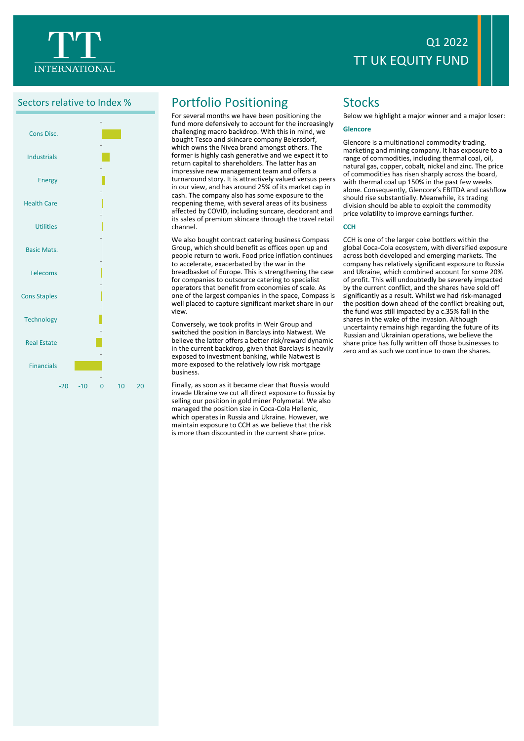# Q1 2022
# TT UK EQUITY FUND

## Sectors relative to Index %

| Sector | Relative to Index % (approx.) |
| --- | --- |
| Cons Disc. | ~10 |
| Industrials | ~4 |
| Energy | ~2 |
| Health Care | ~0.5 |
| Utilities | ~0 |
| Basic Mats. | ~0 |
| Telecoms | ~0 |
| Cons Staples | ~-0.5 |
| Technology | ~-1 |
| Real Estate | ~-3 |
| Financials | ~-14 |

## Portfolio Positioning

For several months we have been positioning the fund more defensively to account for the increasingly challenging macro backdrop. With this in mind, we bought Tesco and skincare company Beiersdorf, which owns the Nivea brand amongst others. The former is highly cash generative and we expect it to return capital to shareholders. The latter has an impressive new management team and offers a turnaround story. It is attractively valued versus peers in our view, and has around 25% of its market cap in cash. The company also has some exposure to the reopening theme, with several areas of its business affected by COVID, including suncare, deodorant and its sales of premium skincare through the travel retail channel.

We also bought contract catering business Compass Group, which should benefit as offices open up and people return to work. Food price inflation continues to accelerate, exacerbated by the war in the breadbasket of Europe. This is strengthening the case for companies to outsource catering to specialist operators that benefit from economies of scale. As one of the largest companies in the space, Compass is well placed to capture significant market share in our view.

Conversely, we took profits in Weir Group and switched the position in Barclays into Natwest. We believe the latter offers a better risk/reward dynamic in the current backdrop, given that Barclays is heavily exposed to investment banking, while Natwest is more exposed to the relatively low risk mortgage business.

Finally, as soon as it became clear that Russia would invade Ukraine we cut all direct exposure to Russia by selling our position in gold miner Polymetal. We also managed the position size in Coca-Cola Hellenic, which operates in Russia and Ukraine. However, we maintain exposure to CCH as we believe that the risk is more than discounted in the current share price.

## Stocks

Below we highlight a major winner and a major loser:

### Glencore

Glencore is a multinational commodity trading, marketing and mining company. It has exposure to a range of commodities, including thermal coal, oil, natural gas, copper, cobalt, nickel and zinc. The price of commodities has risen sharply across the board, with thermal coal up 150% in the past few weeks alone. Consequently, Glencore's EBITDA and cashflow should rise substantially. Meanwhile, its trading division should be able to exploit the commodity price volatility to improve earnings further.

### CCH

CCH is one of the larger coke bottlers within the global Coca-Cola ecosystem, with diversified exposure across both developed and emerging markets. The company has relatively significant exposure to Russia and Ukraine, which combined account for some 20% of profit. This will undoubtedly be severely impacted by the current conflict, and the shares have sold off significantly as a result. Whilst we had risk-managed the position down ahead of the conflict breaking out, the fund was still impacted by a c.35% fall in the shares in the wake of the invasion. Although uncertainty remains high regarding the future of its Russian and Ukrainian operations, we believe the share price has fully written off those businesses to zero and as such we continue to own the shares.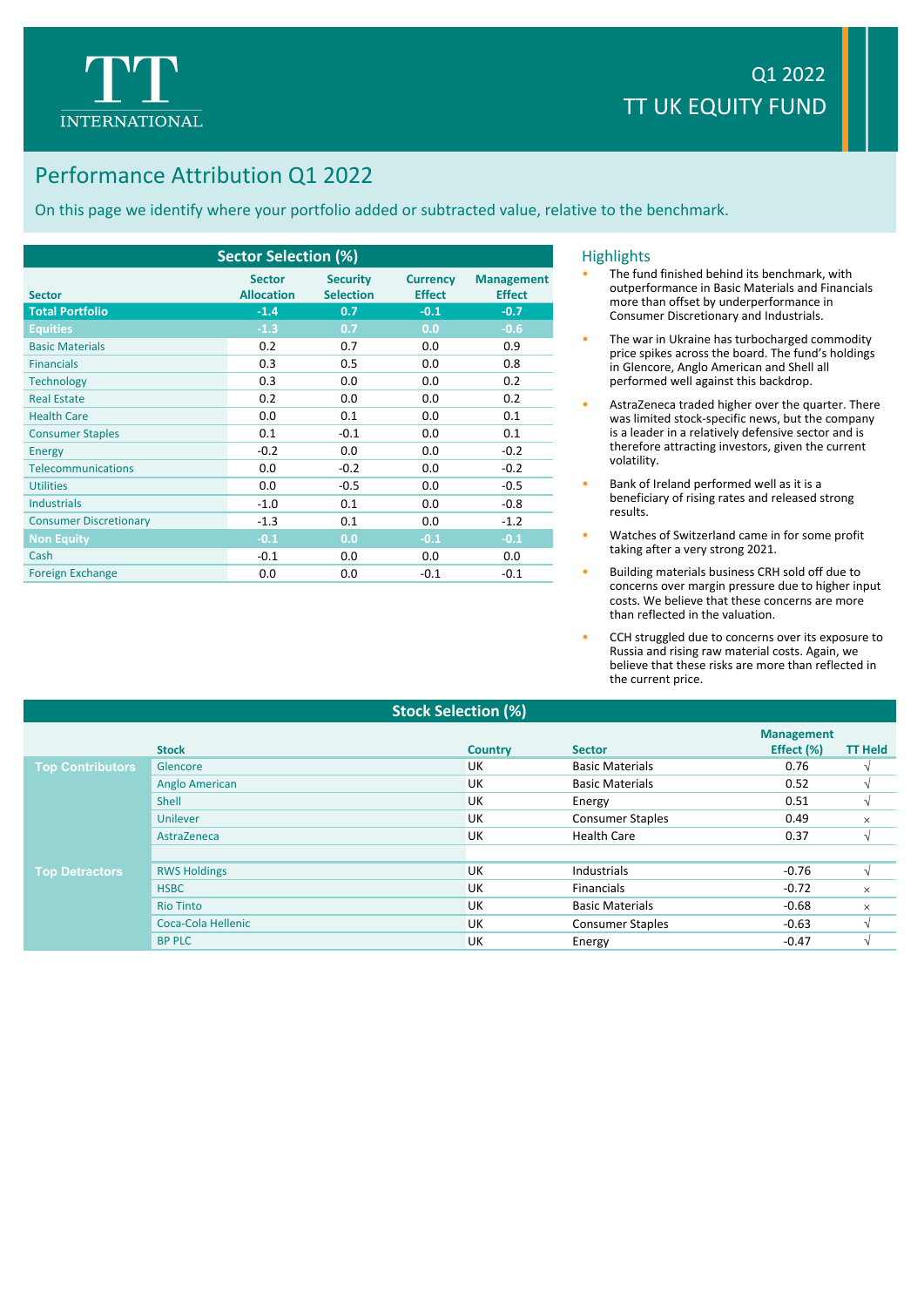TT INTERNATIONAL

Q1 2022
TT UK EQUITY FUND

# Performance Attribution Q1 2022

On this page we identify where your portfolio added or subtracted value, relative to the benchmark.

## Sector Selection (%)

| Sector | Sector Allocation | Security Selection | Currency Effect | Management Effect |
|---|---|---|---|---|
| **Total Portfolio** | **-1.4** | **0.7** | **-0.1** | **-0.7** |
| **Equities** | **-1.3** | **0.7** | **0.0** | **-0.6** |
| Basic Materials | 0.2 | 0.7 | 0.0 | 0.9 |
| Financials | 0.3 | 0.5 | 0.0 | 0.8 |
| Technology | 0.3 | 0.0 | 0.0 | 0.2 |
| Real Estate | 0.2 | 0.0 | 0.0 | 0.2 |
| Health Care | 0.0 | 0.1 | 0.0 | 0.1 |
| Consumer Staples | 0.1 | -0.1 | 0.0 | 0.1 |
| Energy | -0.2 | 0.0 | 0.0 | -0.2 |
| Telecommunications | 0.0 | -0.2 | 0.0 | -0.2 |
| Utilities | 0.0 | -0.5 | 0.0 | -0.5 |
| Industrials | -1.0 | 0.1 | 0.0 | -0.8 |
| Consumer Discretionary | -1.3 | 0.1 | 0.0 | -1.2 |
| **Non Equity** | **-0.1** | **0.0** | **-0.1** | **-0.1** |
| Cash | -0.1 | 0.0 | 0.0 | 0.0 |
| Foreign Exchange | 0.0 | 0.0 | -0.1 | -0.1 |

## Highlights

- The fund finished behind its benchmark, with outperformance in Basic Materials and Financials more than offset by underperformance in Consumer Discretionary and Industrials.
- The war in Ukraine has turbocharged commodity price spikes across the board. The fund's holdings in Glencore, Anglo American and Shell all performed well against this backdrop.
- AstraZeneca traded higher over the quarter. There was limited stock-specific news, but the company is a leader in a relatively defensive sector and is therefore attracting investors, given the current volatility.
- Bank of Ireland performed well as it is a beneficiary of rising rates and released strong results.
- Watches of Switzerland came in for some profit taking after a very strong 2021.
- Building materials business CRH sold off due to concerns over margin pressure due to higher input costs. We believe that these concerns are more than reflected in the valuation.
- CCH struggled due to concerns over its exposure to Russia and rising raw material costs. Again, we believe that these risks are more than reflected in the current price.

## Stock Selection (%)

| | Stock | Country | Sector | Management Effect (%) | TT Held |
|---|---|---|---|---|---|
| **Top Contributors** | Glencore | UK | Basic Materials | 0.76 | √ |
| | Anglo American | UK | Basic Materials | 0.52 | √ |
| | Shell | UK | Energy | 0.51 | √ |
| | Unilever | UK | Consumer Staples | 0.49 | × |
| | AstraZeneca | UK | Health Care | 0.37 | √ |
| **Top Detractors** | RWS Holdings | UK | Industrials | -0.76 | √ |
| | HSBC | UK | Financials | -0.72 | × |
| | Rio Tinto | UK | Basic Materials | -0.68 | × |
| | Coca-Cola Hellenic | UK | Consumer Staples | -0.63 | √ |
| | BP PLC | UK | Energy | -0.47 | √ |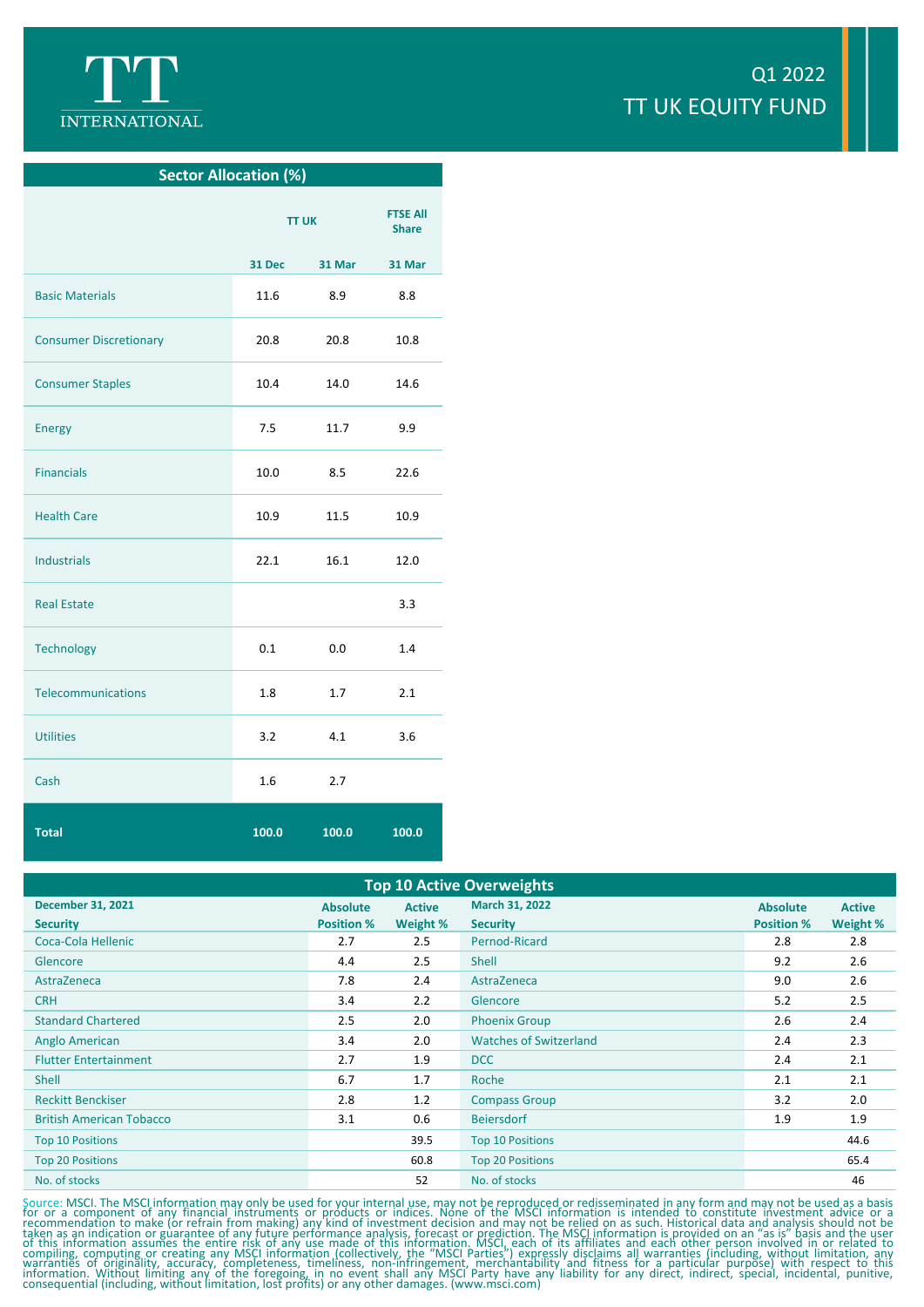TT INTERNATIONAL

Q1 2022

# TT UK EQUITY FUND

## Sector Allocation (%)

| | TT UK | | FTSE All Share |
|---|---|---|---|
| | 31 Dec | 31 Mar | 31 Mar |
| Basic Materials | 11.6 | 8.9 | 8.8 |
| Consumer Discretionary | 20.8 | 20.8 | 10.8 |
| Consumer Staples | 10.4 | 14.0 | 14.6 |
| Energy | 7.5 | 11.7 | 9.9 |
| Financials | 10.0 | 8.5 | 22.6 |
| Health Care | 10.9 | 11.5 | 10.9 |
| Industrials | 22.1 | 16.1 | 12.0 |
| Real Estate | | | 3.3 |
| Technology | 0.1 | 0.0 | 1.4 |
| Telecommunications | 1.8 | 1.7 | 2.1 |
| Utilities | 3.2 | 4.1 | 3.6 |
| Cash | 1.6 | 2.7 | |
| **Total** | **100.0** | **100.0** | **100.0** |

## Top 10 Active Overweights

| December 31, 2021 Security | Absolute Position % | Active Weight % | March 31, 2022 Security | Absolute Position % | Active Weight % |
|---|---|---|---|---|---|
| Coca-Cola Hellenic | 2.7 | 2.5 | Pernod-Ricard | 2.8 | 2.8 |
| Glencore | 4.4 | 2.5 | Shell | 9.2 | 2.6 |
| AstraZeneca | 7.8 | 2.4 | AstraZeneca | 9.0 | 2.6 |
| CRH | 3.4 | 2.2 | Glencore | 5.2 | 2.5 |
| Standard Chartered | 2.5 | 2.0 | Phoenix Group | 2.6 | 2.4 |
| Anglo American | 3.4 | 2.0 | Watches of Switzerland | 2.4 | 2.3 |
| Flutter Entertainment | 2.7 | 1.9 | DCC | 2.4 | 2.1 |
| Shell | 6.7 | 1.7 | Roche | 2.1 | 2.1 |
| Reckitt Benckiser | 2.8 | 1.2 | Compass Group | 3.2 | 2.0 |
| British American Tobacco | 3.1 | 0.6 | Beiersdorf | 1.9 | 1.9 |
| Top 10 Positions | | 39.5 | Top 10 Positions | | 44.6 |
| Top 20 Positions | | 60.8 | Top 20 Positions | | 65.4 |
| No. of stocks | | 52 | No. of stocks | | 46 |

Source: MSCI. The MSCI information may only be used for your internal use, may not be reproduced or redisseminated in any form and may not be used as a basis for or a component of any financial instruments or products or indices. None of the MSCI information is intended to constitute investment advice or a recommendation to make (or refrain from making) any kind of investment decision and may not be relied on as such. Historical data and analysis should not be taken as an indication or guarantee of any future performance analysis, forecast or prediction. The MSCI information is provided on an "as is" basis and the user of this information assumes the entire risk of any use made of this information. MSCI, each of its affiliates and each other person involved in or related to compiling, computing or creating any MSCI information (collectively, the "MSCI Parties") expressly disclaims all warranties (including, without limitation, any warranties of originality, accuracy, completeness, timeliness, non-infringement, merchantability and fitness for a particular purpose) with respect to this information. Without limiting any of the foregoing, in no event shall any MSCI Party have any liability for any direct, indirect, special, incidental, punitive, consequential (including, without limitation, lost profits) or any other damages. (www.msci.com)